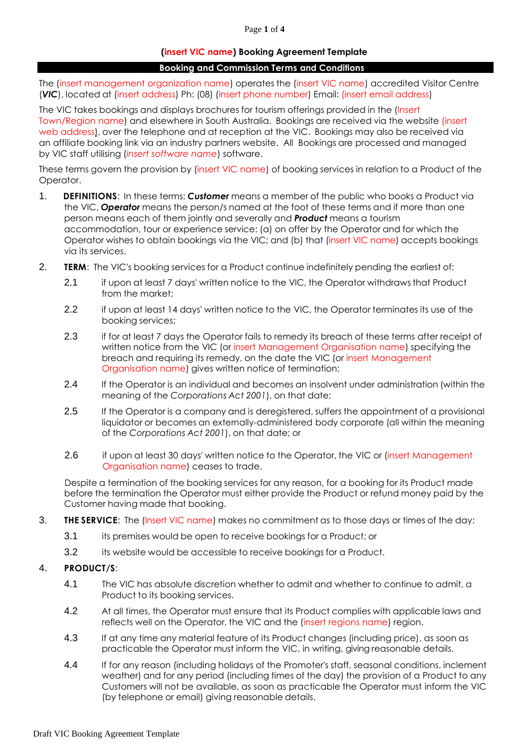# (insert VIC name) Booking Agreement Template

## Booking and Commission Terms and Conditions

The (insert management organization name) operates the (insert VIC name) accredited Visitor Centre (***VIC***), located at (insert address) Ph: (08) (insert phone number) Email: (insert email address)

The VIC takes bookings and displays brochures for tourism offerings provided in the (Insert Town/Region name) and elsewhere in South Australia. Bookings are received via the website (insert web address), over the telephone and at reception at the VIC. Bookings may also be received via an affiliate booking link via an industry partners website. All Bookings are processed and managed by VIC staff utilising (*insert software name*) software.

These terms govern the provision by (insert VIC name) of booking services in relation to a Product of the Operator.

1. **DEFINITIONS**: In these terms: ***Customer*** means a member of the public who books a Product via the VIC, ***Operator*** means the person/s named at the foot of these terms and if more than one person means each of them jointly and severally and ***Product*** means a tourism accommodation, tour or experience service: (a) on offer by the Operator and for which the Operator wishes to obtain bookings via the VIC; and (b) that (insert VIC name) accepts bookings via its services.

2. **TERM**: The VIC's booking services for a Product continue indefinitely pending the earliest of:

   2.1 if upon at least 7 days' written notice to the VIC, the Operator withdraws that Product from the market;

   2.2 if upon at least 14 days' written notice to the VIC, the Operator terminates its use of the booking services;

   2.3 if for at least 7 days the Operator fails to remedy its breach of these terms after receipt of written notice from the VIC (or insert Management Organisation name) specifying the breach and requiring its remedy, on the date the VIC (or insert Management Organisation name) gives written notice of termination;

   2.4 If the Operator is an individual and becomes an insolvent under administration (within the meaning of the *Corporations Act 2001*), on that date;

   2.5 If the Operator is a company and is deregistered, suffers the appointment of a provisional liquidator or becomes an externally-administered body corporate (all within the meaning of the *Corporations Act 2001*), on that date; or

   2.6 if upon at least 30 days' written notice to the Operator, the VIC or (insert Management Organisation name) ceases to trade.

   Despite a termination of the booking services for any reason, for a booking for its Product made before the termination the Operator must either provide the Product or refund money paid by the Customer having made that booking.

3. **THE SERVICE**: The (Insert VIC name) makes no commitment as to those days or times of the day:

   3.1 its premises would be open to receive bookings for a Product; or

   3.2 its website would be accessible to receive bookings for a Product.

4. **PRODUCT/S**:

   4.1 The VIC has absolute discretion whether to admit and whether to continue to admit, a Product to its booking services.

   4.2 At all times, the Operator must ensure that its Product complies with applicable laws and reflects well on the Operator, the VIC and the (insert regions name) region.

   4.3 If at any time any material feature of its Product changes (including price), as soon as practicable the Operator must inform the VIC, in writing, giving reasonable details.

   4.4 If for any reason (including holidays of the Promoter's staff, seasonal conditions, inclement weather) and for any period (including times of the day) the provision of a Product to any Customers will not be available, as soon as practicable the Operator must inform the VIC (by telephone or email) giving reasonable details.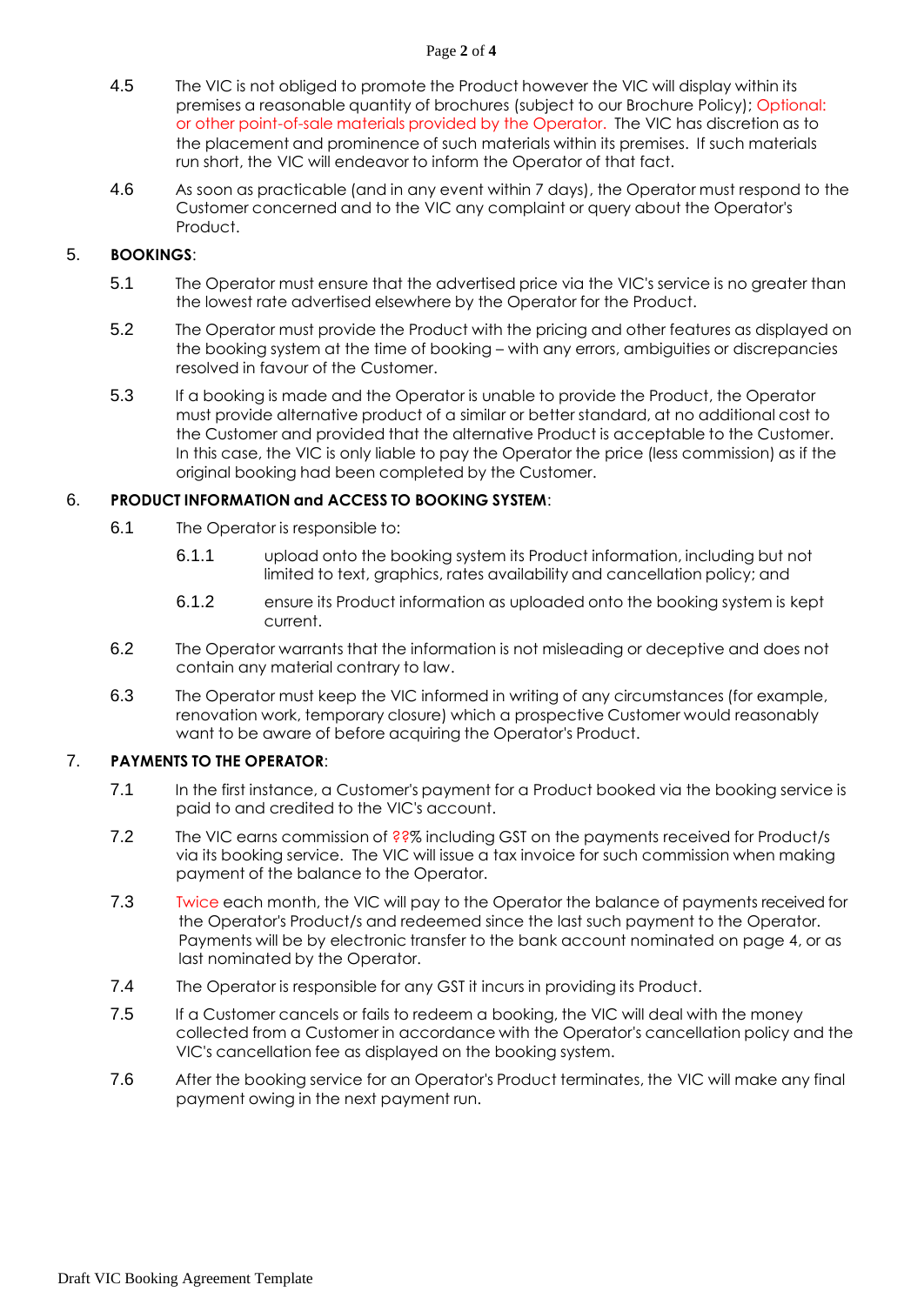4.5 The VIC is not obliged to promote the Product however the VIC will display within its premises a reasonable quantity of brochures (subject to our Brochure Policy); Optional: or other point-of-sale materials provided by the Operator. The VIC has discretion as to the placement and prominence of such materials within its premises. If such materials run short, the VIC will endeavor to inform the Operator of that fact.

4.6 As soon as practicable (and in any event within 7 days), the Operator must respond to the Customer concerned and to the VIC any complaint or query about the Operator's Product.

## 5. BOOKINGS:

5.1 The Operator must ensure that the advertised price via the VIC's service is no greater than the lowest rate advertised elsewhere by the Operator for the Product.

5.2 The Operator must provide the Product with the pricing and other features as displayed on the booking system at the time of booking – with any errors, ambiguities or discrepancies resolved in favour of the Customer.

5.3 If a booking is made and the Operator is unable to provide the Product, the Operator must provide alternative product of a similar or better standard, at no additional cost to the Customer and provided that the alternative Product is acceptable to the Customer. In this case, the VIC is only liable to pay the Operator the price (less commission) as if the original booking had been completed by the Customer.

## 6. PRODUCT INFORMATION and ACCESS TO BOOKING SYSTEM:

6.1 The Operator is responsible to:

6.1.1 upload onto the booking system its Product information, including but not limited to text, graphics, rates availability and cancellation policy; and

6.1.2 ensure its Product information as uploaded onto the booking system is kept current.

6.2 The Operator warrants that the information is not misleading or deceptive and does not contain any material contrary to law.

6.3 The Operator must keep the VIC informed in writing of any circumstances (for example, renovation work, temporary closure) which a prospective Customer would reasonably want to be aware of before acquiring the Operator's Product.

## 7. PAYMENTS TO THE OPERATOR:

7.1 In the first instance, a Customer's payment for a Product booked via the booking service is paid to and credited to the VIC's account.

7.2 The VIC earns commission of ??% including GST on the payments received for Product/s via its booking service. The VIC will issue a tax invoice for such commission when making payment of the balance to the Operator.

7.3 Twice each month, the VIC will pay to the Operator the balance of payments received for the Operator's Product/s and redeemed since the last such payment to the Operator. Payments will be by electronic transfer to the bank account nominated on page 4, or as last nominated by the Operator.

7.4 The Operator is responsible for any GST it incurs in providing its Product.

7.5 If a Customer cancels or fails to redeem a booking, the VIC will deal with the money collected from a Customer in accordance with the Operator's cancellation policy and the VIC's cancellation fee as displayed on the booking system.

7.6 After the booking service for an Operator's Product terminates, the VIC will make any final payment owing in the next payment run.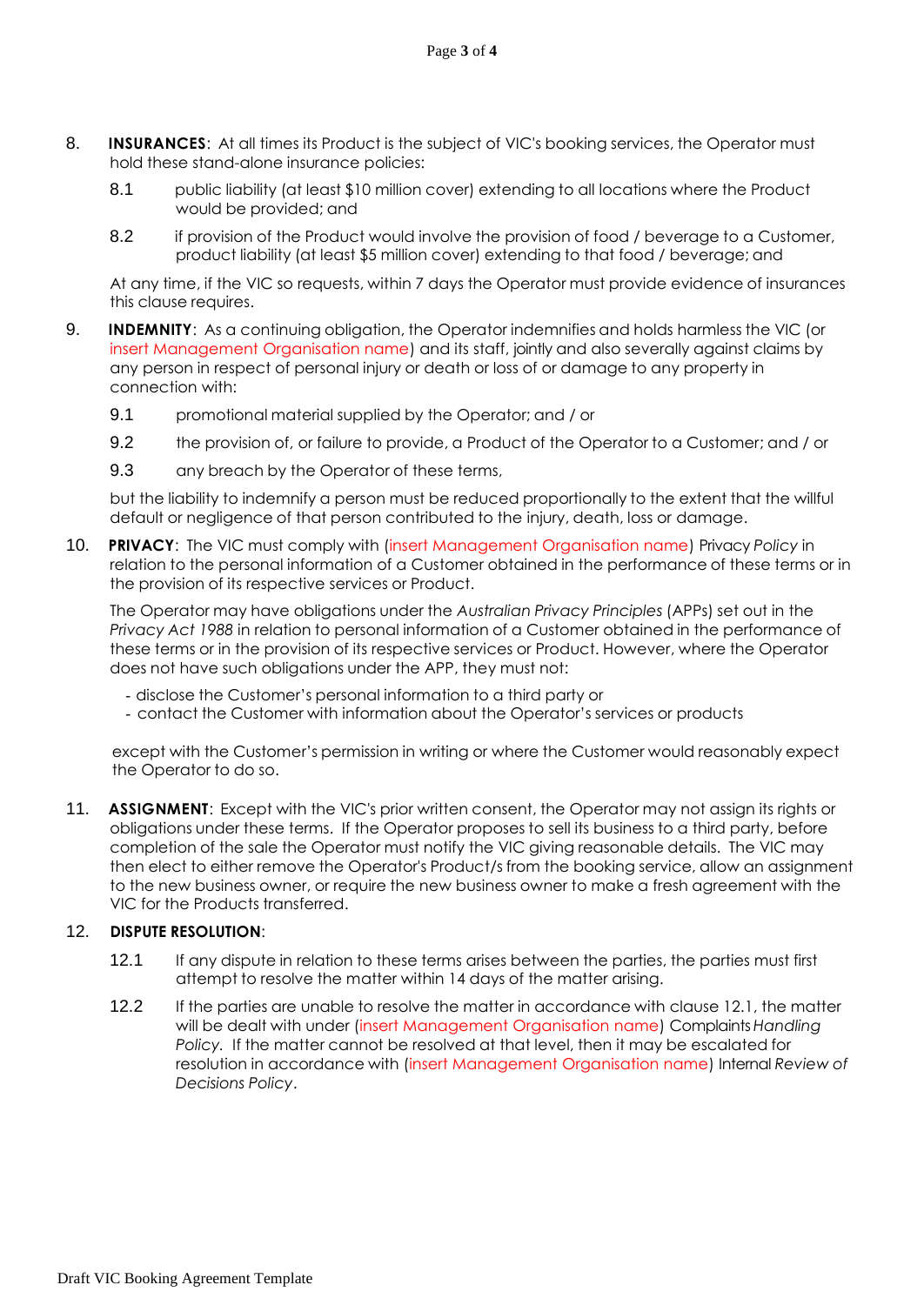8. **INSURANCES**: At all times its Product is the subject of VIC's booking services, the Operator must hold these stand-alone insurance policies:

   8.1 public liability (at least $10 million cover) extending to all locations where the Product would be provided; and

   8.2 if provision of the Product would involve the provision of food / beverage to a Customer, product liability (at least $5 million cover) extending to that food / beverage; and

   At any time, if the VIC so requests, within 7 days the Operator must provide evidence of insurances this clause requires.

9. **INDEMNITY**: As a continuing obligation, the Operator indemnifies and holds harmless the VIC (or insert Management Organisation name) and its staff, jointly and also severally against claims by any person in respect of personal injury or death or loss of or damage to any property in connection with:

   9.1 promotional material supplied by the Operator; and / or

   9.2 the provision of, or failure to provide, a Product of the Operator to a Customer; and / or

   9.3 any breach by the Operator of these terms,

   but the liability to indemnify a person must be reduced proportionally to the extent that the willful default or negligence of that person contributed to the injury, death, loss or damage.

10. **PRIVACY**: The VIC must comply with (insert Management Organisation name) Privacy *Policy* in relation to the personal information of a Customer obtained in the performance of these terms or in the provision of its respective services or Product.

    The Operator may have obligations under the *Australian Privacy Principles* (APPs) set out in the *Privacy Act 1988* in relation to personal information of a Customer obtained in the performance of these terms or in the provision of its respective services or Product. However, where the Operator does not have such obligations under the APP, they must not:

    - disclose the Customer's personal information to a third party or
    - contact the Customer with information about the Operator's services or products

    except with the Customer's permission in writing or where the Customer would reasonably expect the Operator to do so.

11. **ASSIGNMENT**: Except with the VIC's prior written consent, the Operator may not assign its rights or obligations under these terms. If the Operator proposes to sell its business to a third party, before completion of the sale the Operator must notify the VIC giving reasonable details. The VIC may then elect to either remove the Operator's Product/s from the booking service, allow an assignment to the new business owner, or require the new business owner to make a fresh agreement with the VIC for the Products transferred.

12. **DISPUTE RESOLUTION**:

    12.1 If any dispute in relation to these terms arises between the parties, the parties must first attempt to resolve the matter within 14 days of the matter arising.

    12.2 If the parties are unable to resolve the matter in accordance with clause 12.1, the matter will be dealt with under (insert Management Organisation name) Complaints *Handling Policy*. If the matter cannot be resolved at that level, then it may be escalated for resolution in accordance with (insert Management Organisation name) Internal *Review of Decisions Policy*.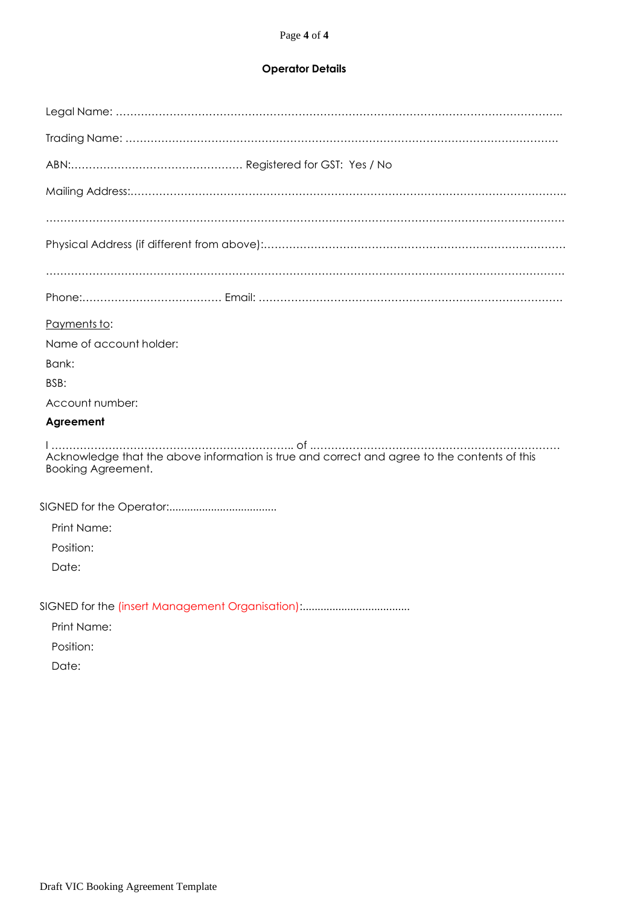**Operator Details**

Legal Name: ………………………………………………………………………………………………………..

Trading Name: …………………………………………………………………………………………………….

ABN:………………………………………… Registered for GST: Yes / No

Mailing Address:…………………………………………………………………………………………………..

……………………………………………………………………………………………………………………….

Physical Address (if different from above):…………………………………………………………………….

……………………………………………………………………………………………………………………….

Phone:………………………………… Email: ……………………………………………………………………….

Payments to:

Name of account holder:

Bank:

BSB:

Account number:

**Agreement**

I ………………………………………………………….. of ……………………………………………………………
Acknowledge that the above information is true and correct and agree to the contents of this Booking Agreement.

SIGNED for the Operator:....................................

Print Name:

Position:

Date:

SIGNED for the (insert Management Organisation):....................................

Print Name:

Position:

Date: